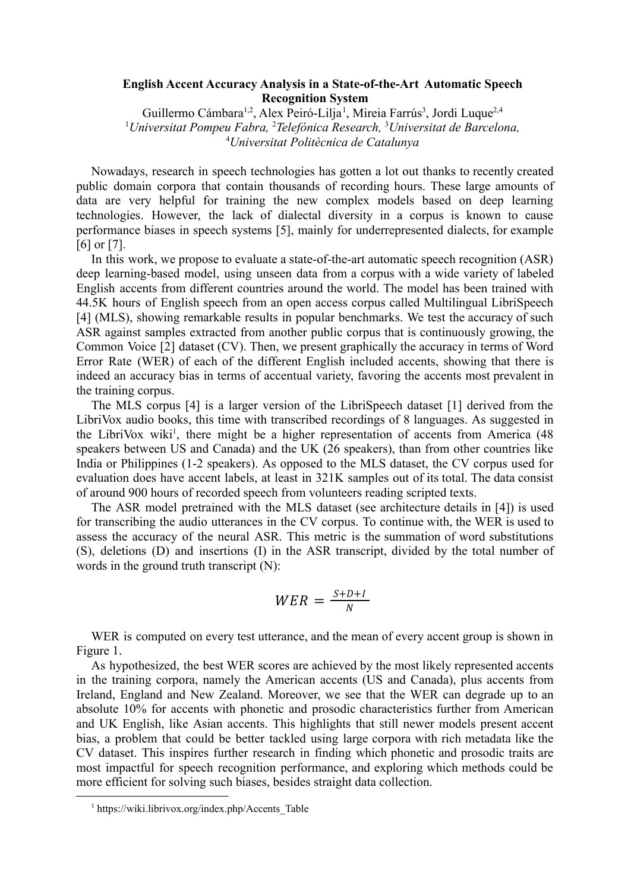**English Accent Accuracy Analysis in a State-of-the-Art Automatic Speech Recognition System**

Guillermo Cámbara[1,2], Alex Peiró-Lilja[1], Mireia Farrús[3], Jordi Luque[2,4]

[1]*Universitat Pompeu Fabra,* [2]*Telefónica Research,* [3]*Universitat de Barcelona,* [4]*Universitat Politècnica de Catalunya*

Nowadays, research in speech technologies has gotten a lot out thanks to recently created public domain corpora that contain thousands of recording hours. These large amounts of data are very helpful for training the new complex models based on deep learning technologies. However, the lack of dialectal diversity in a corpus is known to cause performance biases in speech systems [5], mainly for underrepresented dialects, for example [6] or [7].

In this work, we propose to evaluate a state-of-the-art automatic speech recognition (ASR) deep learning-based model, using unseen data from a corpus with a wide variety of labeled English accents from different countries around the world. The model has been trained with 44.5K hours of English speech from an open access corpus called Multilingual LibriSpeech [4] (MLS), showing remarkable results in popular benchmarks. We test the accuracy of such ASR against samples extracted from another public corpus that is continuously growing, the Common Voice [2] dataset (CV). Then, we present graphically the accuracy in terms of Word Error Rate (WER) of each of the different English included accents, showing that there is indeed an accuracy bias in terms of accentual variety, favoring the accents most prevalent in the training corpus.

The MLS corpus [4] is a larger version of the LibriSpeech dataset [1] derived from the LibriVox audio books, this time with transcribed recordings of 8 languages. As suggested in the LibriVox wiki[1], there might be a higher representation of accents from America (48 speakers between US and Canada) and the UK (26 speakers), than from other countries like India or Philippines (1-2 speakers). As opposed to the MLS dataset, the CV corpus used for evaluation does have accent labels, at least in 321K samples out of its total. The data consist of around 900 hours of recorded speech from volunteers reading scripted texts.

The ASR model pretrained with the MLS dataset (see architecture details in [4]) is used for transcribing the audio utterances in the CV corpus. To continue with, the WER is used to assess the accuracy of the neural ASR. This metric is the summation of word substitutions (S), deletions (D) and insertions (I) in the ASR transcript, divided by the total number of words in the ground truth transcript (N):

$$WER = \frac{S+D+I}{N}$$

WER is computed on every test utterance, and the mean of every accent group is shown in Figure 1.

As hypothesized, the best WER scores are achieved by the most likely represented accents in the training corpora, namely the American accents (US and Canada), plus accents from Ireland, England and New Zealand. Moreover, we see that the WER can degrade up to an absolute 10% for accents with phonetic and prosodic characteristics further from American and UK English, like Asian accents. This highlights that still newer models present accent bias, a problem that could be better tackled using large corpora with rich metadata like the CV dataset. This inspires further research in finding which phonetic and prosodic traits are most impactful for speech recognition performance, and exploring which methods could be more efficient for solving such biases, besides straight data collection.

[1] https://wiki.librivox.org/index.php/Accents_Table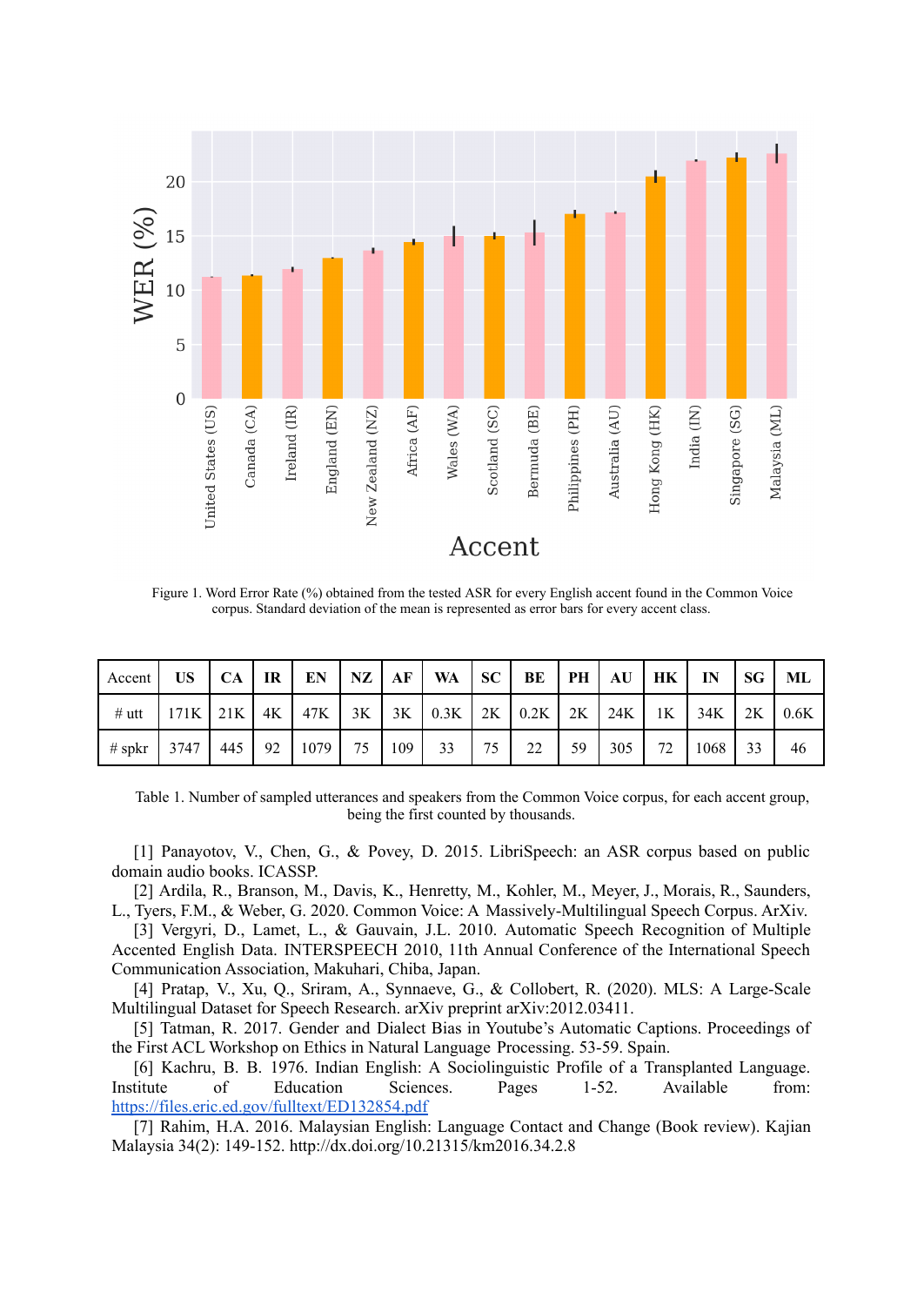WER (%)

0
5
10
15
20

United States (US)
Canada (CA)
Ireland (IR)
England (EN)
New Zealand (NZ)
Africa (AF)
Wales (WA)
Scotland (SC)
Bermuda (BE)
Philippines (PH)
Australia (AU)
Hong Kong (HK)
India (IN)
Singapore (SG)
Malaysia (ML)

Accent

Figure 1. Word Error Rate (%) obtained from the tested ASR for every English accent found in the Common Voice corpus. Standard deviation of the mean is represented as error bars for every accent class.

| Accent | US | CA | IR | EN | NZ | AF | WA | SC | BE | PH | AU | HK | IN | SG | ML |
|---|---|---|---|---|---|---|---|---|---|---|---|---|---|---|---|
| # utt | 171K | 21K | 4K | 47K | 3K | 3K | 0.3K | 2K | 0.2K | 2K | 24K | 1K | 34K | 2K | 0.6K |
| # spkr | 3747 | 445 | 92 | 1079 | 75 | 109 | 33 | 75 | 22 | 59 | 305 | 72 | 1068 | 33 | 46 |

Table 1. Number of sampled utterances and speakers from the Common Voice corpus, for each accent group, being the first counted by thousands.

[1] Panayotov, V., Chen, G., & Povey, D. 2015. LibriSpeech: an ASR corpus based on public domain audio books. ICASSP.

[2] Ardila, R., Branson, M., Davis, K., Henretty, M., Kohler, M., Meyer, J., Morais, R., Saunders, L., Tyers, F.M., & Weber, G. 2020. Common Voice: A Massively-Multilingual Speech Corpus. ArXiv.

[3] Vergyri, D., Lamet, L., & Gauvain, J.L. 2010. Automatic Speech Recognition of Multiple Accented English Data. INTERSPEECH 2010, 11th Annual Conference of the International Speech Communication Association, Makuhari, Chiba, Japan.

[4] Pratap, V., Xu, Q., Sriram, A., Synnaeve, G., & Collobert, R. (2020). MLS: A Large-Scale Multilingual Dataset for Speech Research. arXiv preprint arXiv:2012.03411.

[5] Tatman, R. 2017. Gender and Dialect Bias in Youtube's Automatic Captions. Proceedings of the First ACL Workshop on Ethics in Natural Language Processing. 53-59. Spain.

[6] Kachru, B. B. 1976. Indian English: A Sociolinguistic Profile of a Transplanted Language. Institute of Education Sciences. Pages 1-52. Available from: https://files.eric.ed.gov/fulltext/ED132854.pdf

[7] Rahim, H.A. 2016. Malaysian English: Language Contact and Change (Book review). Kajian Malaysia 34(2): 149-152. http://dx.doi.org/10.21315/km2016.34.2.8